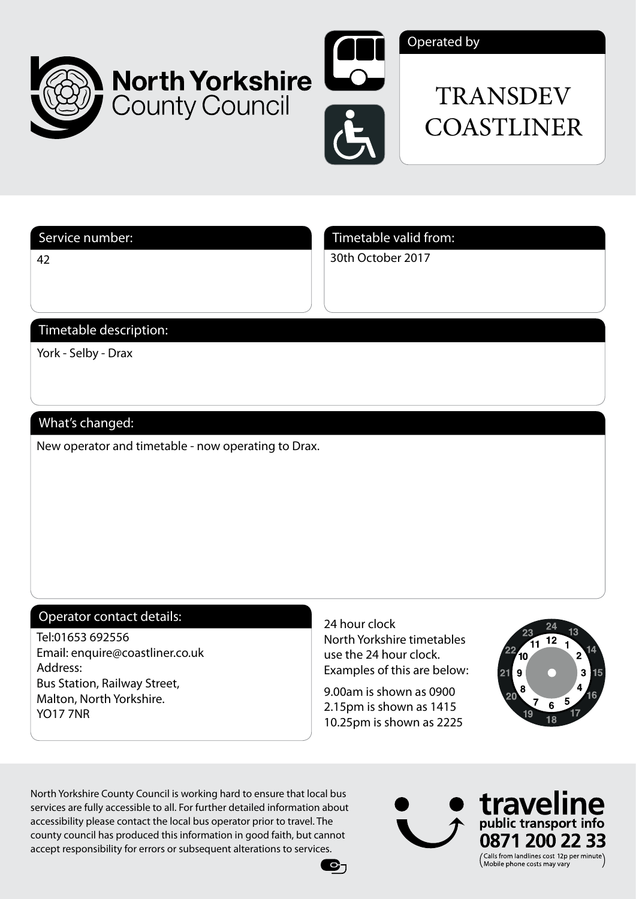**North Yorkshire County Council**

Operated by

# TRANSDEV COASTLINER

## Service number:

42

## Timetable valid from:

30th October 2017

## Timetable description:

York - Selby - Drax

## What's changed:

New operator and timetable - now operating to Drax.

## Operator contact details:

Tel:01653 692556
Email: enquire@coastliner.co.uk
Address:
Bus Station, Railway Street,
Malton, North Yorkshire.
YO17 7NR

24 hour clock
North Yorkshire timetables use the 24 hour clock.
Examples of this are below:

9.00am is shown as 0900
2.15pm is shown as 1415
10.25pm is shown as 2225

North Yorkshire County Council is working hard to ensure that local bus services are fully accessible to all. For further detailed information about accessibility please contact the local bus operator prior to travel. The county council has produced this information in good faith, but cannot accept responsibility for errors or subsequent alterations to services.

**traveline**
public transport info
**0871 200 22 33**
(Calls from landlines cost 12p per minute Mobile phone costs may vary)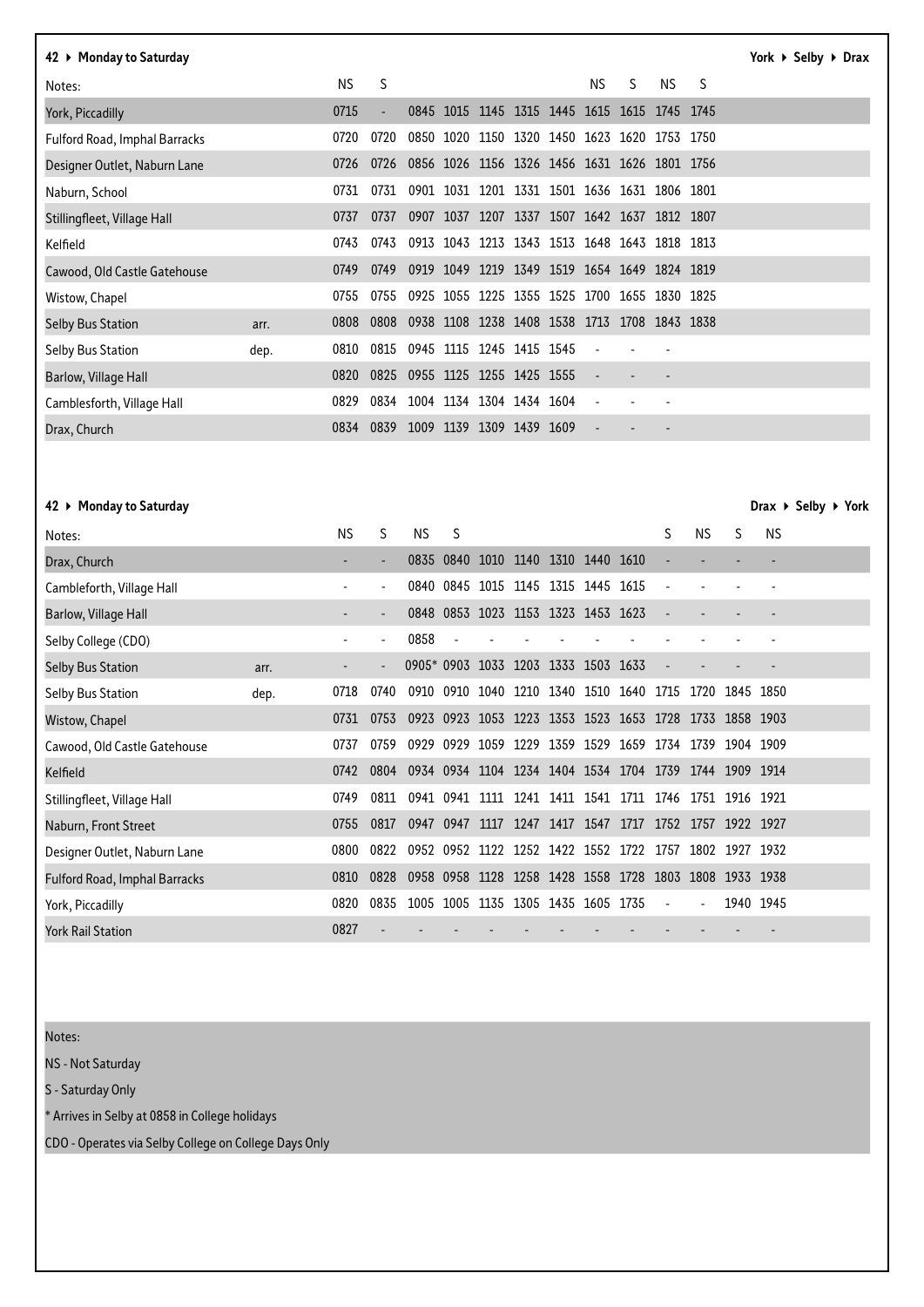## 42 ▶ Monday to Saturday

**York ▶ Selby ▶ Drax**

| Notes: | | NS | S | | | | | | NS | S | NS | S |
|---|---|---|---|---|---|---|---|---|---|---|---|---|
| York, Piccadilly | | 0715 | - | 0845 | 1015 | 1145 | 1315 | 1445 | 1615 | 1615 | 1745 | 1745 |
| Fulford Road, Imphal Barracks | | 0720 | 0720 | 0850 | 1020 | 1150 | 1320 | 1450 | 1623 | 1620 | 1753 | 1750 |
| Designer Outlet, Naburn Lane | | 0726 | 0726 | 0856 | 1026 | 1156 | 1326 | 1456 | 1631 | 1626 | 1801 | 1756 |
| Naburn, School | | 0731 | 0731 | 0901 | 1031 | 1201 | 1331 | 1501 | 1636 | 1631 | 1806 | 1801 |
| Stillingfleet, Village Hall | | 0737 | 0737 | 0907 | 1037 | 1207 | 1337 | 1507 | 1642 | 1637 | 1812 | 1807 |
| Kelfield | | 0743 | 0743 | 0913 | 1043 | 1213 | 1343 | 1513 | 1648 | 1643 | 1818 | 1813 |
| Cawood, Old Castle Gatehouse | | 0749 | 0749 | 0919 | 1049 | 1219 | 1349 | 1519 | 1654 | 1649 | 1824 | 1819 |
| Wistow, Chapel | | 0755 | 0755 | 0925 | 1055 | 1225 | 1355 | 1525 | 1700 | 1655 | 1830 | 1825 |
| Selby Bus Station | arr. | 0808 | 0808 | 0938 | 1108 | 1238 | 1408 | 1538 | 1713 | 1708 | 1843 | 1838 |
| Selby Bus Station | dep. | 0810 | 0815 | 0945 | 1115 | 1245 | 1415 | 1545 | - | - | - | |
| Barlow, Village Hall | | 0820 | 0825 | 0955 | 1125 | 1255 | 1425 | 1555 | - | - | - | |
| Camblesforth, Village Hall | | 0829 | 0834 | 1004 | 1134 | 1304 | 1434 | 1604 | - | - | - | |
| Drax, Church | | 0834 | 0839 | 1009 | 1139 | 1309 | 1439 | 1609 | - | - | - | |

## 42 ▶ Monday to Saturday

**Drax ▶ Selby ▶ York**

| Notes: | | NS | S | NS | S | | | | | | S | NS | S | NS |
|---|---|---|---|---|---|---|---|---|---|---|---|---|---|---|
| Drax, Church | | - | - | 0835 | 0840 | 1010 | 1140 | 1310 | 1440 | 1610 | - | - | - | - |
| Cambleforth, Village Hall | | - | - | 0840 | 0845 | 1015 | 1145 | 1315 | 1445 | 1615 | - | - | - | - |
| Barlow, Village Hall | | - | - | 0848 | 0853 | 1023 | 1153 | 1323 | 1453 | 1623 | - | - | - | - |
| Selby College (CDO) | | - | - | 0858 | - | - | - | - | - | - | - | - | - | - |
| Selby Bus Station | arr. | - | - | 0905* | 0903 | 1033 | 1203 | 1333 | 1503 | 1633 | - | - | - | - |
| Selby Bus Station | dep. | 0718 | 0740 | 0910 | 0910 | 1040 | 1210 | 1340 | 1510 | 1640 | 1715 | 1720 | 1845 | 1850 |
| Wistow, Chapel | | 0731 | 0753 | 0923 | 0923 | 1053 | 1223 | 1353 | 1523 | 1653 | 1728 | 1733 | 1858 | 1903 |
| Cawood, Old Castle Gatehouse | | 0737 | 0759 | 0929 | 0929 | 1059 | 1229 | 1359 | 1529 | 1659 | 1734 | 1739 | 1904 | 1909 |
| Kelfield | | 0742 | 0804 | 0934 | 0934 | 1104 | 1234 | 1404 | 1534 | 1704 | 1739 | 1744 | 1909 | 1914 |
| Stillingfleet, Village Hall | | 0749 | 0811 | 0941 | 0941 | 1111 | 1241 | 1411 | 1541 | 1711 | 1746 | 1751 | 1916 | 1921 |
| Naburn, Front Street | | 0755 | 0817 | 0947 | 0947 | 1117 | 1247 | 1417 | 1547 | 1717 | 1752 | 1757 | 1922 | 1927 |
| Designer Outlet, Naburn Lane | | 0800 | 0822 | 0952 | 0952 | 1122 | 1252 | 1422 | 1552 | 1722 | 1757 | 1802 | 1927 | 1932 |
| Fulford Road, Imphal Barracks | | 0810 | 0828 | 0958 | 0958 | 1128 | 1258 | 1428 | 1558 | 1728 | 1803 | 1808 | 1933 | 1938 |
| York, Piccadilly | | 0820 | 0835 | 1005 | 1005 | 1135 | 1305 | 1435 | 1605 | 1735 | - | - | 1940 | 1945 |
| York Rail Station | | 0827 | - | - | - | - | - | - | - | - | - | - | - | - |

Notes:

NS - Not Saturday

S - Saturday Only

* Arrives in Selby at 0858 in College holidays

CDO - Operates via Selby College on College Days Only